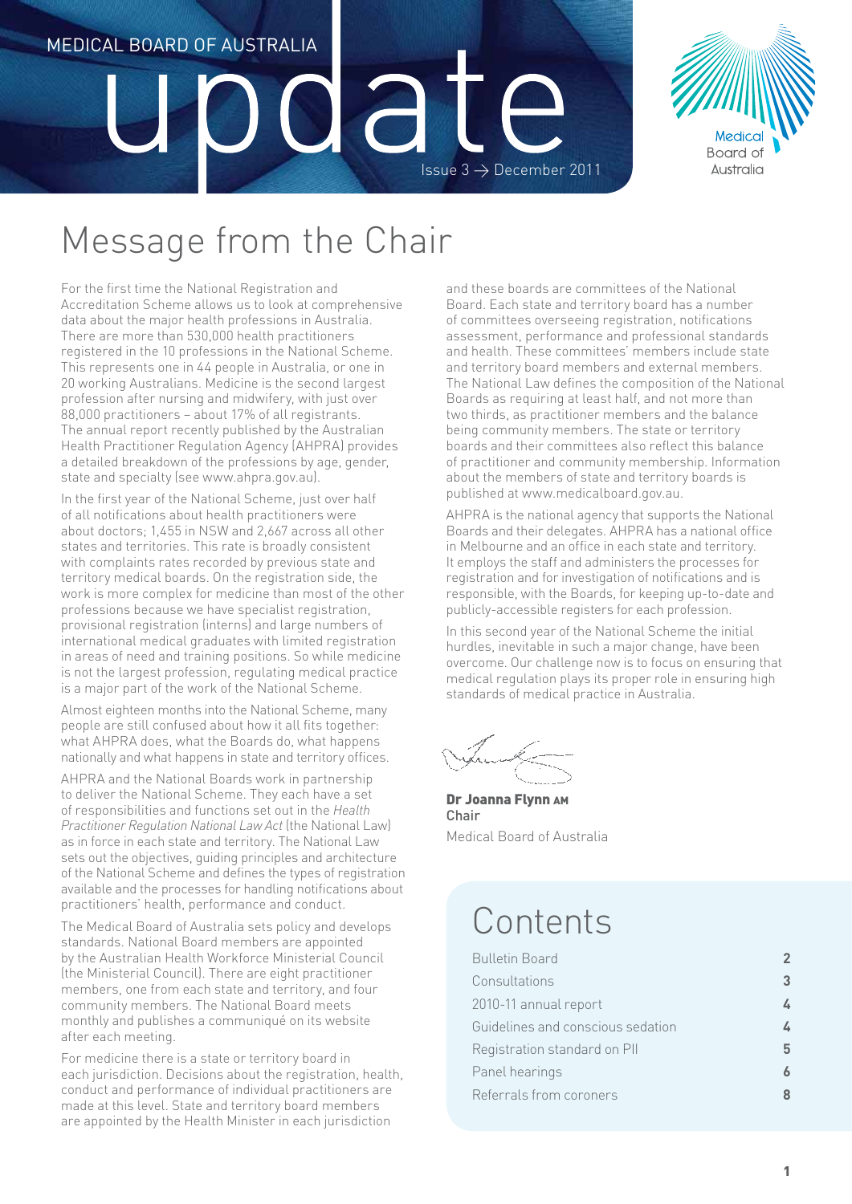MEDICAL BOARD OF AUSTRALIA

# update

Issue 3 → December 2011

# Message from the Chair

For the first time the National Registration and Accreditation Scheme allows us to look at comprehensive data about the major health professions in Australia. There are more than 530,000 health practitioners registered in the 10 professions in the National Scheme. This represents one in 44 people in Australia, or one in 20 working Australians. Medicine is the second largest profession after nursing and midwifery, with just over 88,000 practitioners – about 17% of all registrants. The annual report recently published by the Australian Health Practitioner Regulation Agency (AHPRA) provides a detailed breakdown of the professions by age, gender, state and specialty (see www.ahpra.gov.au).

In the first year of the National Scheme, just over half of all notifications about health practitioners were about doctors; 1,455 in NSW and 2,667 across all other states and territories. This rate is broadly consistent with complaints rates recorded by previous state and territory medical boards. On the registration side, the work is more complex for medicine than most of the other professions because we have specialist registration, provisional registration (interns) and large numbers of international medical graduates with limited registration in areas of need and training positions. So while medicine is not the largest profession, regulating medical practice is a major part of the work of the National Scheme.

Almost eighteen months into the National Scheme, many people are still confused about how it all fits together: what AHPRA does, what the Boards do, what happens nationally and what happens in state and territory offices.

AHPRA and the National Boards work in partnership to deliver the National Scheme. They each have a set of responsibilities and functions set out in the *Health Practitioner Regulation National Law Act* (the National Law) as in force in each state and territory. The National Law sets out the objectives, guiding principles and architecture of the National Scheme and defines the types of registration available and the processes for handling notifications about practitioners' health, performance and conduct.

The Medical Board of Australia sets policy and develops standards. National Board members are appointed by the Australian Health Workforce Ministerial Council (the Ministerial Council). There are eight practitioner members, one from each state and territory, and four community members. The National Board meets monthly and publishes a communiqué on its website after each meeting.

For medicine there is a state or territory board in each jurisdiction. Decisions about the registration, health, conduct and performance of individual practitioners are made at this level. State and territory board members are appointed by the Health Minister in each jurisdiction and these boards are committees of the National Board. Each state and territory board has a number of committees overseeing registration, notifications assessment, performance and professional standards and health. These committees' members include state and territory board members and external members. The National Law defines the composition of the National Boards as requiring at least half, and not more than two thirds, as practitioner members and the balance being community members. The state or territory boards and their committees also reflect this balance of practitioner and community membership. Information about the members of state and territory boards is published at www.medicalboard.gov.au.

AHPRA is the national agency that supports the National Boards and their delegates. AHPRA has a national office in Melbourne and an office in each state and territory. It employs the staff and administers the processes for registration and for investigation of notifications and is responsible, with the Boards, for keeping up-to-date and publicly-accessible registers for each profession.

In this second year of the National Scheme the initial hurdles, inevitable in such a major change, have been overcome. Our challenge now is to focus on ensuring that medical regulation plays its proper role in ensuring high standards of medical practice in Australia.

**Dr Joanna Flynn AM**
Chair
Medical Board of Australia

## Contents

| | |
|---|---|
| Bulletin Board | 2 |
| Consultations | 3 |
| 2010-11 annual report | 4 |
| Guidelines and conscious sedation | 4 |
| Registration standard on PII | 5 |
| Panel hearings | 6 |
| Referrals from coroners | 8 |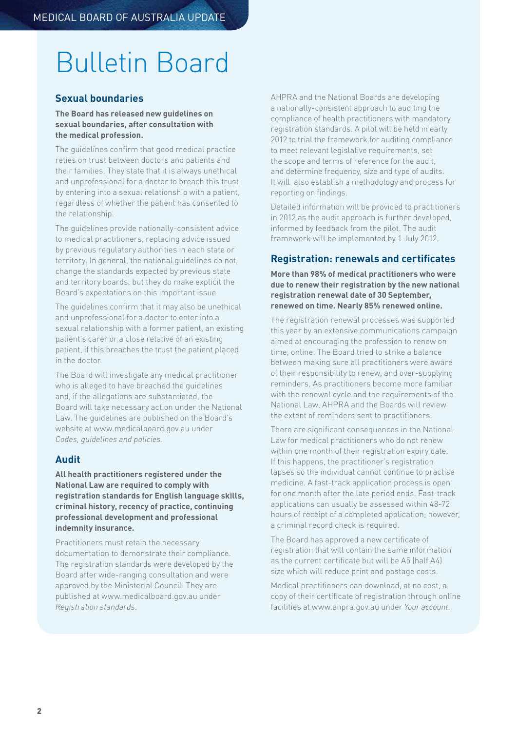# Bulletin Board

## Sexual boundaries

**The Board has released new guidelines on sexual boundaries, after consultation with the medical profession.**

The guidelines confirm that good medical practice relies on trust between doctors and patients and their families. They state that it is always unethical and unprofessional for a doctor to breach this trust by entering into a sexual relationship with a patient, regardless of whether the patient has consented to the relationship.

The guidelines provide nationally-consistent advice to medical practitioners, replacing advice issued by previous regulatory authorities in each state or territory. In general, the national guidelines do not change the standards expected by previous state and territory boards, but they do make explicit the Board's expectations on this important issue.

The guidelines confirm that it may also be unethical and unprofessional for a doctor to enter into a sexual relationship with a former patient, an existing patient's carer or a close relative of an existing patient, if this breaches the trust the patient placed in the doctor.

The Board will investigate any medical practitioner who is alleged to have breached the guidelines and, if the allegations are substantiated, the Board will take necessary action under the National Law. The guidelines are published on the Board's website at www.medicalboard.gov.au under *Codes, guidelines and policies.*

## Audit

**All health practitioners registered under the National Law are required to comply with registration standards for English language skills, criminal history, recency of practice, continuing professional development and professional indemnity insurance.**

Practitioners must retain the necessary documentation to demonstrate their compliance. The registration standards were developed by the Board after wide-ranging consultation and were approved by the Ministerial Council. They are published at www.medicalboard.gov.au under *Registration standards*.

AHPRA and the National Boards are developing a nationally-consistent approach to auditing the compliance of health practitioners with mandatory registration standards. A pilot will be held in early 2012 to trial the framework for auditing compliance to meet relevant legislative requirements, set the scope and terms of reference for the audit, and determine frequency, size and type of audits. It will also establish a methodology and process for reporting on findings.

Detailed information will be provided to practitioners in 2012 as the audit approach is further developed, informed by feedback from the pilot. The audit framework will be implemented by 1 July 2012.

## Registration: renewals and certificates

**More than 98% of medical practitioners who were due to renew their registration by the new national registration renewal date of 30 September, renewed on time. Nearly 85% renewed online.**

The registration renewal processes was supported this year by an extensive communications campaign aimed at encouraging the profession to renew on time, online. The Board tried to strike a balance between making sure all practitioners were aware of their responsibility to renew, and over-supplying reminders. As practitioners become more familiar with the renewal cycle and the requirements of the National Law, AHPRA and the Boards will review the extent of reminders sent to practitioners.

There are significant consequences in the National Law for medical practitioners who do not renew within one month of their registration expiry date. If this happens, the practitioner's registration lapses so the individual cannot continue to practise medicine. A fast-track application process is open for one month after the late period ends. Fast-track applications can usually be assessed within 48-72 hours of receipt of a completed application; however, a criminal record check is required.

The Board has approved a new certificate of registration that will contain the same information as the current certificate but will be A5 (half A4) size which will reduce print and postage costs.

Medical practitioners can download, at no cost, a copy of their certificate of registration through online facilities at www.ahpra.gov.au under *Your account*.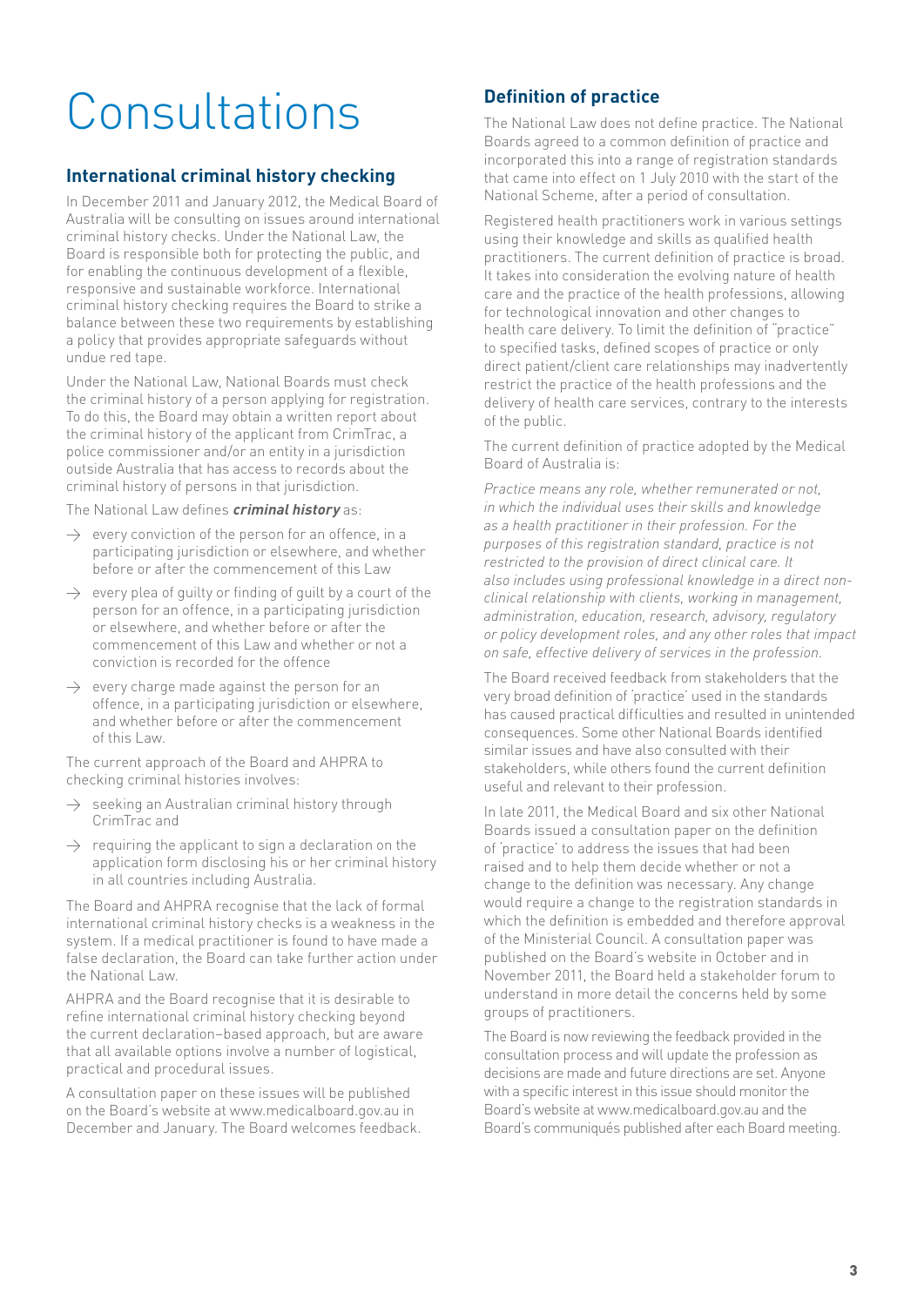# Consultations

## International criminal history checking

In December 2011 and January 2012, the Medical Board of Australia will be consulting on issues around international criminal history checks. Under the National Law, the Board is responsible both for protecting the public, and for enabling the continuous development of a flexible, responsive and sustainable workforce. International criminal history checking requires the Board to strike a balance between these two requirements by establishing a policy that provides appropriate safeguards without undue red tape.

Under the National Law, National Boards must check the criminal history of a person applying for registration. To do this, the Board may obtain a written report about the criminal history of the applicant from CrimTrac, a police commissioner and/or an entity in a jurisdiction outside Australia that has access to records about the criminal history of persons in that jurisdiction.

The National Law defines ***criminal history*** as:

- every conviction of the person for an offence, in a participating jurisdiction or elsewhere, and whether before or after the commencement of this Law
- every plea of guilty or finding of guilt by a court of the person for an offence, in a participating jurisdiction or elsewhere, and whether before or after the commencement of this Law and whether or not a conviction is recorded for the offence
- every charge made against the person for an offence, in a participating jurisdiction or elsewhere, and whether before or after the commencement of this Law.

The current approach of the Board and AHPRA to checking criminal histories involves:

- seeking an Australian criminal history through CrimTrac and
- requiring the applicant to sign a declaration on the application form disclosing his or her criminal history in all countries including Australia.

The Board and AHPRA recognise that the lack of formal international criminal history checks is a weakness in the system. If a medical practitioner is found to have made a false declaration, the Board can take further action under the National Law.

AHPRA and the Board recognise that it is desirable to refine international criminal history checking beyond the current declaration–based approach, but are aware that all available options involve a number of logistical, practical and procedural issues.

A consultation paper on these issues will be published on the Board's website at www.medicalboard.gov.au in December and January. The Board welcomes feedback.

## Definition of practice

The National Law does not define practice. The National Boards agreed to a common definition of practice and incorporated this into a range of registration standards that came into effect on 1 July 2010 with the start of the National Scheme, after a period of consultation.

Registered health practitioners work in various settings using their knowledge and skills as qualified health practitioners. The current definition of practice is broad. It takes into consideration the evolving nature of health care and the practice of the health professions, allowing for technological innovation and other changes to health care delivery. To limit the definition of "practice" to specified tasks, defined scopes of practice or only direct patient/client care relationships may inadvertently restrict the practice of the health professions and the delivery of health care services, contrary to the interests of the public.

The current definition of practice adopted by the Medical Board of Australia is:

*Practice means any role, whether remunerated or not, in which the individual uses their skills and knowledge as a health practitioner in their profession. For the purposes of this registration standard, practice is not restricted to the provision of direct clinical care. It also includes using professional knowledge in a direct non-clinical relationship with clients, working in management, administration, education, research, advisory, regulatory or policy development roles, and any other roles that impact on safe, effective delivery of services in the profession.*

The Board received feedback from stakeholders that the very broad definition of 'practice' used in the standards has caused practical difficulties and resulted in unintended consequences. Some other National Boards identified similar issues and have also consulted with their stakeholders, while others found the current definition useful and relevant to their profession.

In late 2011, the Medical Board and six other National Boards issued a consultation paper on the definition of 'practice' to address the issues that had been raised and to help them decide whether or not a change to the definition was necessary. Any change would require a change to the registration standards in which the definition is embedded and therefore approval of the Ministerial Council. A consultation paper was published on the Board's website in October and in November 2011, the Board held a stakeholder forum to understand in more detail the concerns held by some groups of practitioners.

The Board is now reviewing the feedback provided in the consultation process and will update the profession as decisions are made and future directions are set. Anyone with a specific interest in this issue should monitor the Board's website at www.medicalboard.gov.au and the Board's communiqués published after each Board meeting.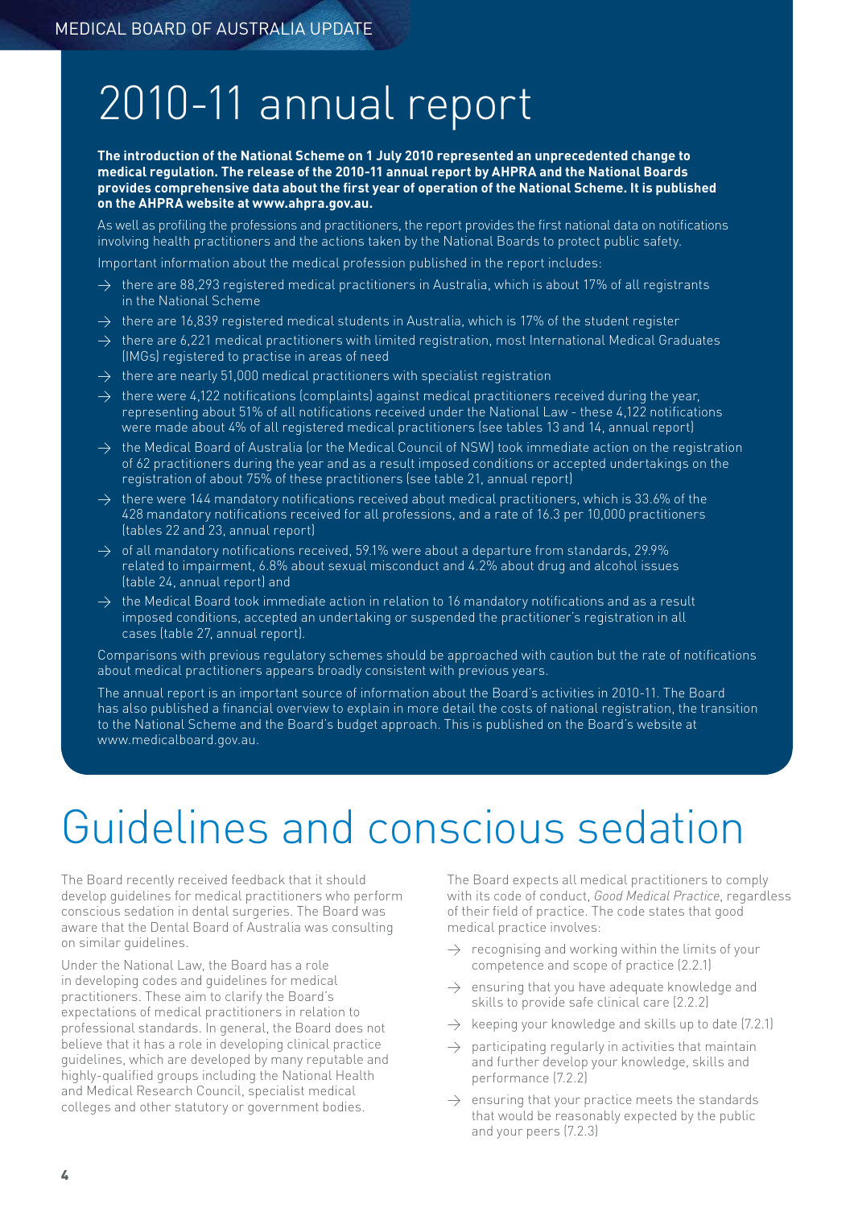# 2010-11 annual report

**The introduction of the National Scheme on 1 July 2010 represented an unprecedented change to medical regulation. The release of the 2010-11 annual report by AHPRA and the National Boards provides comprehensive data about the first year of operation of the National Scheme. It is published on the AHPRA website at www.ahpra.gov.au.**

As well as profiling the professions and practitioners, the report provides the first national data on notifications involving health practitioners and the actions taken by the National Boards to protect public safety.

Important information about the medical profession published in the report includes:

- there are 88,293 registered medical practitioners in Australia, which is about 17% of all registrants in the National Scheme
- there are 16,839 registered medical students in Australia, which is 17% of the student register
- there are 6,221 medical practitioners with limited registration, most International Medical Graduates (IMGs) registered to practise in areas of need
- there are nearly 51,000 medical practitioners with specialist registration
- there were 4,122 notifications (complaints) against medical practitioners received during the year, representing about 51% of all notifications received under the National Law - these 4,122 notifications were made about 4% of all registered medical practitioners (see tables 13 and 14, annual report)
- the Medical Board of Australia (or the Medical Council of NSW) took immediate action on the registration of 62 practitioners during the year and as a result imposed conditions or accepted undertakings on the registration of about 75% of these practitioners (see table 21, annual report)
- there were 144 mandatory notifications received about medical practitioners, which is 33.6% of the 428 mandatory notifications received for all professions, and a rate of 16.3 per 10,000 practitioners (tables 22 and 23, annual report)
- of all mandatory notifications received, 59.1% were about a departure from standards, 29.9% related to impairment, 6.8% about sexual misconduct and 4.2% about drug and alcohol issues (table 24, annual report) and
- the Medical Board took immediate action in relation to 16 mandatory notifications and as a result imposed conditions, accepted an undertaking or suspended the practitioner's registration in all cases (table 27, annual report).

Comparisons with previous regulatory schemes should be approached with caution but the rate of notifications about medical practitioners appears broadly consistent with previous years.

The annual report is an important source of information about the Board's activities in 2010-11. The Board has also published a financial overview to explain in more detail the costs of national registration, the transition to the National Scheme and the Board's budget approach. This is published on the Board's website at www.medicalboard.gov.au.

# Guidelines and conscious sedation

The Board recently received feedback that it should develop guidelines for medical practitioners who perform conscious sedation in dental surgeries. The Board was aware that the Dental Board of Australia was consulting on similar guidelines.

Under the National Law, the Board has a role in developing codes and guidelines for medical practitioners. These aim to clarify the Board's expectations of medical practitioners in relation to professional standards. In general, the Board does not believe that it has a role in developing clinical practice guidelines, which are developed by many reputable and highly-qualified groups including the National Health and Medical Research Council, specialist medical colleges and other statutory or government bodies.

The Board expects all medical practitioners to comply with its code of conduct, *Good Medical Practice*, regardless of their field of practice. The code states that good medical practice involves:

- recognising and working within the limits of your competence and scope of practice (2.2.1)
- ensuring that you have adequate knowledge and skills to provide safe clinical care (2.2.2)
- keeping your knowledge and skills up to date (7.2.1)
- participating regularly in activities that maintain and further develop your knowledge, skills and performance (7.2.2)
- ensuring that your practice meets the standards that would be reasonably expected by the public and your peers (7.2.3)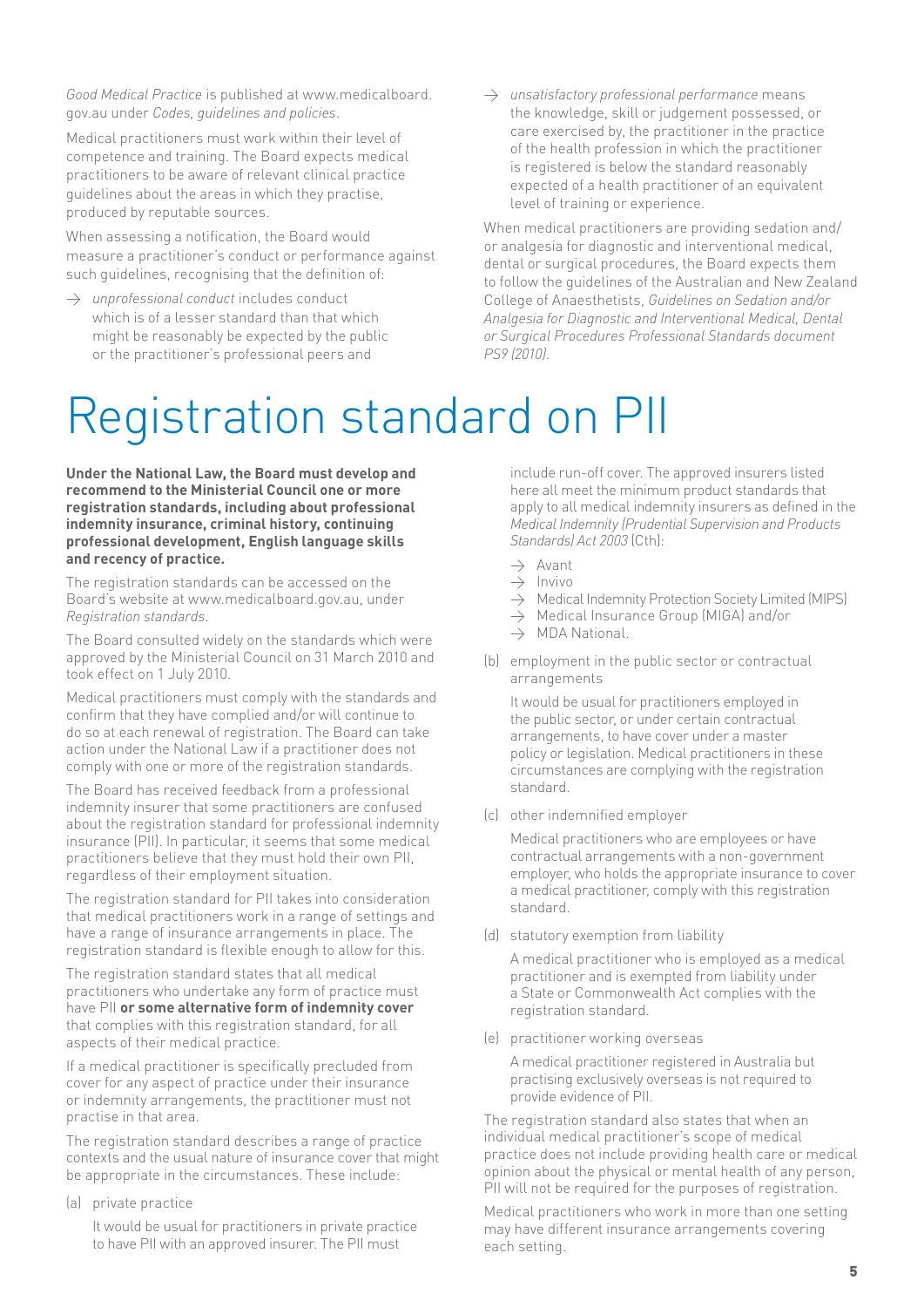*Good Medical Practice* is published at www.medicalboard.gov.au under *Codes, guidelines and policies*.

Medical practitioners must work within their level of competence and training. The Board expects medical practitioners to be aware of relevant clinical practice guidelines about the areas in which they practise, produced by reputable sources.

When assessing a notification, the Board would measure a practitioner's conduct or performance against such guidelines, recognising that the definition of:

- *unprofessional conduct* includes conduct which is of a lesser standard than that which might be reasonably be expected by the public or the practitioner's professional peers and
- *unsatisfactory professional performance* means the knowledge, skill or judgement possessed, or care exercised by, the practitioner in the practice of the health profession in which the practitioner is registered is below the standard reasonably expected of a health practitioner of an equivalent level of training or experience.

When medical practitioners are providing sedation and/or analgesia for diagnostic and interventional medical, dental or surgical procedures, the Board expects them to follow the guidelines of the Australian and New Zealand College of Anaesthetists, *Guidelines on Sedation and/or Analgesia for Diagnostic and Interventional Medical, Dental or Surgical Procedures Professional Standards document PS9 (2010)*.

# Registration standard on PII

**Under the National Law, the Board must develop and recommend to the Ministerial Council one or more registration standards, including about professional indemnity insurance, criminal history, continuing professional development, English language skills and recency of practice.**

The registration standards can be accessed on the Board's website at www.medicalboard.gov.au, under *Registration standards*.

The Board consulted widely on the standards which were approved by the Ministerial Council on 31 March 2010 and took effect on 1 July 2010.

Medical practitioners must comply with the standards and confirm that they have complied and/or will continue to do so at each renewal of registration. The Board can take action under the National Law if a practitioner does not comply with one or more of the registration standards.

The Board has received feedback from a professional indemnity insurer that some practitioners are confused about the registration standard for professional indemnity insurance (PII). In particular, it seems that some medical practitioners believe that they must hold their own PII, regardless of their employment situation.

The registration standard for PII takes into consideration that medical practitioners work in a range of settings and have a range of insurance arrangements in place. The registration standard is flexible enough to allow for this.

The registration standard states that all medical practitioners who undertake any form of practice must have PII **or some alternative form of indemnity cover** that complies with this registration standard, for all aspects of their medical practice.

If a medical practitioner is specifically precluded from cover for any aspect of practice under their insurance or indemnity arrangements, the practitioner must not practise in that area.

The registration standard describes a range of practice contexts and the usual nature of insurance cover that might be appropriate in the circumstances. These include:

(a) private practice

It would be usual for practitioners in private practice to have PII with an approved insurer. The PII must include run-off cover. The approved insurers listed here all meet the minimum product standards that apply to all medical indemnity insurers as defined in the *Medical Indemnity (Prudential Supervision and Products Standards) Act 2003* (Cth):

- Avant
- Invivo
- Medical Indemnity Protection Society Limited (MIPS)
- Medical Insurance Group (MIGA) and/or
- MDA National.

(b) employment in the public sector or contractual arrangements

It would be usual for practitioners employed in the public sector, or under certain contractual arrangements, to have cover under a master policy or legislation. Medical practitioners in these circumstances are complying with the registration standard.

(c) other indemnified employer

Medical practitioners who are employees or have contractual arrangements with a non-government employer, who holds the appropriate insurance to cover a medical practitioner, comply with this registration standard.

(d) statutory exemption from liability

A medical practitioner who is employed as a medical practitioner and is exempted from liability under a State or Commonwealth Act complies with the registration standard.

(e) practitioner working overseas

A medical practitioner registered in Australia but practising exclusively overseas is not required to provide evidence of PII.

The registration standard also states that when an individual medical practitioner's scope of medical practice does not include providing health care or medical opinion about the physical or mental health of any person, PII will not be required for the purposes of registration.

Medical practitioners who work in more than one setting may have different insurance arrangements covering each setting.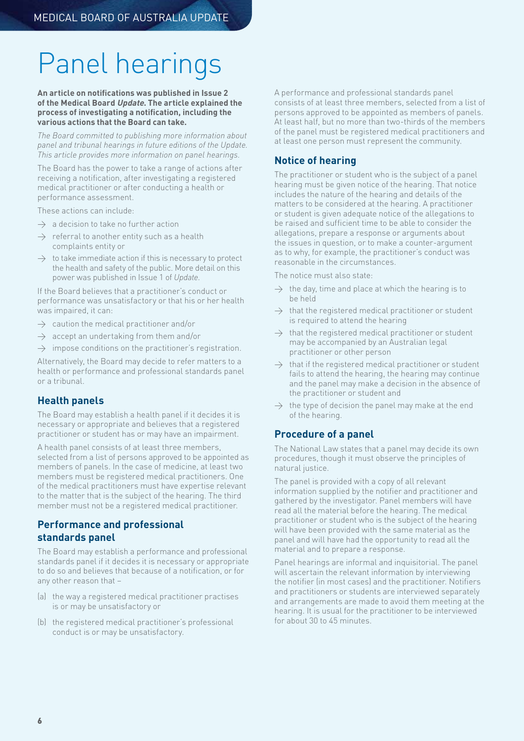# Panel hearings

**An article on notifications was published in Issue 2 of the Medical Board *Update*. The article explained the process of investigating a notification, including the various actions that the Board can take.**

*The Board committed to publishing more information about panel and tribunal hearings in future editions of the Update. This article provides more information on panel hearings.*

The Board has the power to take a range of actions after receiving a notification, after investigating a registered medical practitioner or after conducting a health or performance assessment.

These actions can include:

- → a decision to take no further action
- → referral to another entity such as a health complaints entity or
- → to take immediate action if this is necessary to protect the health and safety of the public. More detail on this power was published in Issue 1 of *Update*.

If the Board believes that a practitioner's conduct or performance was unsatisfactory or that his or her health was impaired, it can:

- → caution the medical practitioner and/or
- → accept an undertaking from them and/or
- → impose conditions on the practitioner's registration.

Alternatively, the Board may decide to refer matters to a health or performance and professional standards panel or a tribunal.

## Health panels

The Board may establish a health panel if it decides it is necessary or appropriate and believes that a registered practitioner or student has or may have an impairment.

A health panel consists of at least three members, selected from a list of persons approved to be appointed as members of panels. In the case of medicine, at least two members must be registered medical practitioners. One of the medical practitioners must have expertise relevant to the matter that is the subject of the hearing. The third member must not be a registered medical practitioner.

## Performance and professional standards panel

The Board may establish a performance and professional standards panel if it decides it is necessary or appropriate to do so and believes that because of a notification, or for any other reason that –

(a) the way a registered medical practitioner practises is or may be unsatisfactory or

(b) the registered medical practitioner's professional conduct is or may be unsatisfactory.

A performance and professional standards panel consists of at least three members, selected from a list of persons approved to be appointed as members of panels. At least half, but no more than two-thirds of the members of the panel must be registered medical practitioners and at least one person must represent the community.

## Notice of hearing

The practitioner or student who is the subject of a panel hearing must be given notice of the hearing. That notice includes the nature of the hearing and details of the matters to be considered at the hearing. A practitioner or student is given adequate notice of the allegations to be raised and sufficient time to be able to consider the allegations, prepare a response or arguments about the issues in question, or to make a counter-argument as to why, for example, the practitioner's conduct was reasonable in the circumstances.

The notice must also state:

- → the day, time and place at which the hearing is to be held
- → that the registered medical practitioner or student is required to attend the hearing
- → that the registered medical practitioner or student may be accompanied by an Australian legal practitioner or other person
- → that if the registered medical practitioner or student fails to attend the hearing, the hearing may continue and the panel may make a decision in the absence of the practitioner or student and
- → the type of decision the panel may make at the end of the hearing.

## Procedure of a panel

The National Law states that a panel may decide its own procedures, though it must observe the principles of natural justice.

The panel is provided with a copy of all relevant information supplied by the notifier and practitioner and gathered by the investigator. Panel members will have read all the material before the hearing. The medical practitioner or student who is the subject of the hearing will have been provided with the same material as the panel and will have had the opportunity to read all the material and to prepare a response.

Panel hearings are informal and inquisitorial. The panel will ascertain the relevant information by interviewing the notifier (in most cases) and the practitioner. Notifiers and practitioners or students are interviewed separately and arrangements are made to avoid them meeting at the hearing. It is usual for the practitioner to be interviewed for about 30 to 45 minutes.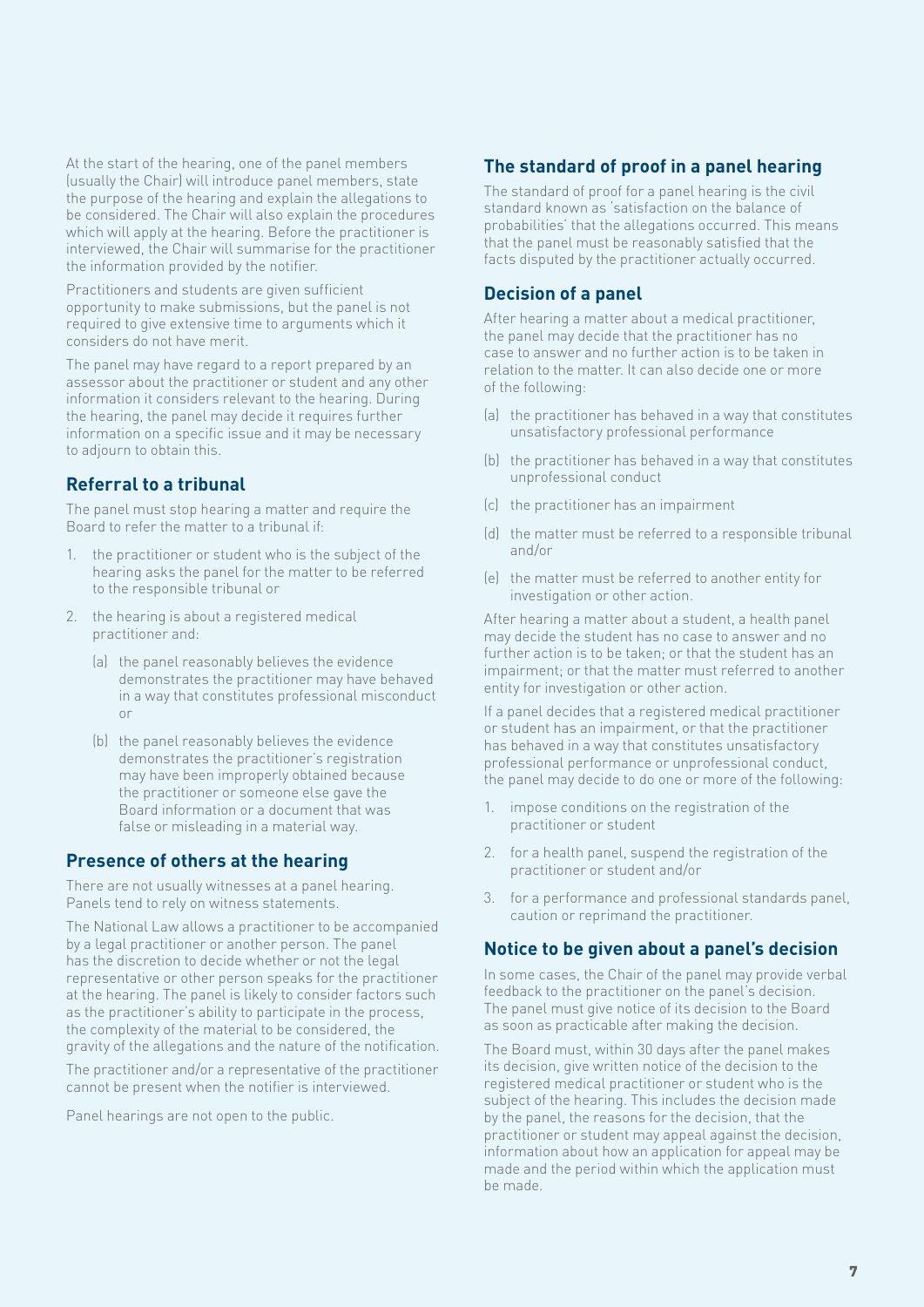At the start of the hearing, one of the panel members (usually the Chair) will introduce panel members, state the purpose of the hearing and explain the allegations to be considered. The Chair will also explain the procedures which will apply at the hearing. Before the practitioner is interviewed, the Chair will summarise for the practitioner the information provided by the notifier.

Practitioners and students are given sufficient opportunity to make submissions, but the panel is not required to give extensive time to arguments which it considers do not have merit.

The panel may have regard to a report prepared by an assessor about the practitioner or student and any other information it considers relevant to the hearing. During the hearing, the panel may decide it requires further information on a specific issue and it may be necessary to adjourn to obtain this.

## Referral to a tribunal

The panel must stop hearing a matter and require the Board to refer the matter to a tribunal if:

1. the practitioner or student who is the subject of the hearing asks the panel for the matter to be referred to the responsible tribunal or
2. the hearing is about a registered medical practitioner and:
    (a) the panel reasonably believes the evidence demonstrates the practitioner may have behaved in a way that constitutes professional misconduct or

    (b) the panel reasonably believes the evidence demonstrates the practitioner's registration may have been improperly obtained because the practitioner or someone else gave the Board information or a document that was false or misleading in a material way.

## Presence of others at the hearing

There are not usually witnesses at a panel hearing. Panels tend to rely on witness statements.

The National Law allows a practitioner to be accompanied by a legal practitioner or another person. The panel has the discretion to decide whether or not the legal representative or other person speaks for the practitioner at the hearing. The panel is likely to consider factors such as the practitioner's ability to participate in the process, the complexity of the material to be considered, the gravity of the allegations and the nature of the notification.

The practitioner and/or a representative of the practitioner cannot be present when the notifier is interviewed.

Panel hearings are not open to the public.

## The standard of proof in a panel hearing

The standard of proof for a panel hearing is the civil standard known as 'satisfaction on the balance of probabilities' that the allegations occurred. This means that the panel must be reasonably satisfied that the facts disputed by the practitioner actually occurred.

## Decision of a panel

After hearing a matter about a medical practitioner, the panel may decide that the practitioner has no case to answer and no further action is to be taken in relation to the matter. It can also decide one or more of the following:

(a) the practitioner has behaved in a way that constitutes unsatisfactory professional performance

(b) the practitioner has behaved in a way that constitutes unprofessional conduct

(c) the practitioner has an impairment

(d) the matter must be referred to a responsible tribunal and/or

(e) the matter must be referred to another entity for investigation or other action.

After hearing a matter about a student, a health panel may decide the student has no case to answer and no further action is to be taken; or that the student has an impairment; or that the matter must referred to another entity for investigation or other action.

If a panel decides that a registered medical practitioner or student has an impairment, or that the practitioner has behaved in a way that constitutes unsatisfactory professional performance or unprofessional conduct, the panel may decide to do one or more of the following:

1. impose conditions on the registration of the practitioner or student
2. for a health panel, suspend the registration of the practitioner or student and/or
3. for a performance and professional standards panel, caution or reprimand the practitioner.

## Notice to be given about a panel's decision

In some cases, the Chair of the panel may provide verbal feedback to the practitioner on the panel's decision. The panel must give notice of its decision to the Board as soon as practicable after making the decision.

The Board must, within 30 days after the panel makes its decision, give written notice of the decision to the registered medical practitioner or student who is the subject of the hearing. This includes the decision made by the panel, the reasons for the decision, that the practitioner or student may appeal against the decision, information about how an application for appeal may be made and the period within which the application must be made.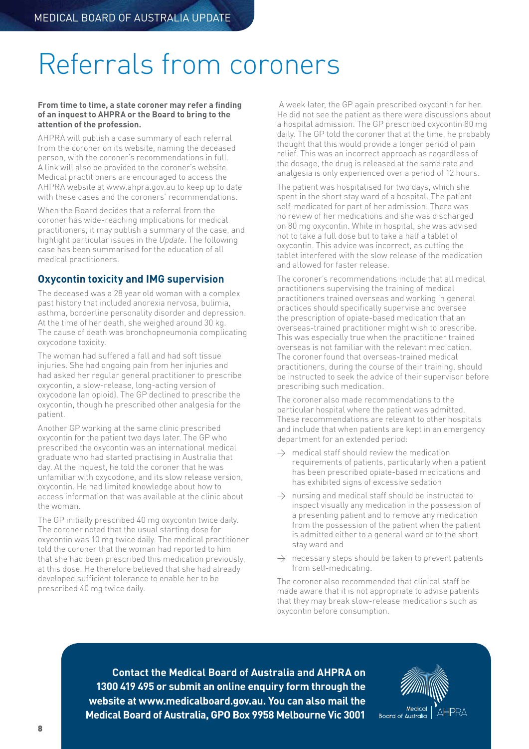# Referrals from coroners

**From time to time, a state coroner may refer a finding of an inquest to AHPRA or the Board to bring to the attention of the profession.**

AHPRA will publish a case summary of each referral from the coroner on its website, naming the deceased person, with the coroner's recommendations in full. A link will also be provided to the coroner's website. Medical practitioners are encouraged to access the AHPRA website at www.ahpra.gov.au to keep up to date with these cases and the coroners' recommendations.

When the Board decides that a referral from the coroner has wide-reaching implications for medical practitioners, it may publish a summary of the case, and highlight particular issues in the *Update*. The following case has been summarised for the education of all medical practitioners.

## Oxycontin toxicity and IMG supervision

The deceased was a 28 year old woman with a complex past history that included anorexia nervosa, bulimia, asthma, borderline personality disorder and depression. At the time of her death, she weighed around 30 kg. The cause of death was bronchopneumonia complicating oxycodone toxicity.

The woman had suffered a fall and had soft tissue injuries. She had ongoing pain from her injuries and had asked her regular general practitioner to prescribe oxycontin, a slow-release, long-acting version of oxycodone (an opioid). The GP declined to prescribe the oxycontin, though he prescribed other analgesia for the patient.

Another GP working at the same clinic prescribed oxycontin for the patient two days later. The GP who prescribed the oxycontin was an international medical graduate who had started practising in Australia that day. At the inquest, he told the coroner that he was unfamiliar with oxycodone, and its slow release version, oxycontin. He had limited knowledge about how to access information that was available at the clinic about the woman.

The GP initially prescribed 40 mg oxycontin twice daily. The coroner noted that the usual starting dose for oxycontin was 10 mg twice daily. The medical practitioner told the coroner that the woman had reported to him that she had been prescribed this medication previously, at this dose. He therefore believed that she had already developed sufficient tolerance to enable her to be prescribed 40 mg twice daily.

A week later, the GP again prescribed oxycontin for her. He did not see the patient as there were discussions about a hospital admission. The GP prescribed oxycontin 80 mg daily. The GP told the coroner that at the time, he probably thought that this would provide a longer period of pain relief. This was an incorrect approach as regardless of the dosage, the drug is released at the same rate and analgesia is only experienced over a period of 12 hours.

The patient was hospitalised for two days, which she spent in the short stay ward of a hospital. The patient self-medicated for part of her admission. There was no review of her medications and she was discharged on 80 mg oxycontin. While in hospital, she was advised not to take a full dose but to take a half a tablet of oxycontin. This advice was incorrect, as cutting the tablet interfered with the slow release of the medication and allowed for faster release.

The coroner's recommendations include that all medical practitioners supervising the training of medical practitioners trained overseas and working in general practices should specifically supervise and oversee the prescription of opiate-based medication that an overseas-trained practitioner might wish to prescribe. This was especially true when the practitioner trained overseas is not familiar with the relevant medication. The coroner found that overseas-trained medical practitioners, during the course of their training, should be instructed to seek the advice of their supervisor before prescribing such medication.

The coroner also made recommendations to the particular hospital where the patient was admitted. These recommendations are relevant to other hospitals and include that when patients are kept in an emergency department for an extended period:

- medical staff should review the medication requirements of patients, particularly when a patient has been prescribed opiate-based medications and has exhibited signs of excessive sedation
- nursing and medical staff should be instructed to inspect visually any medication in the possession of a presenting patient and to remove any medication from the possession of the patient when the patient is admitted either to a general ward or to the short stay ward and
- necessary steps should be taken to prevent patients from self-medicating.

The coroner also recommended that clinical staff be made aware that it is not appropriate to advise patients that they may break slow-release medications such as oxycontin before consumption.

**Contact the Medical Board of Australia and AHPRA on 1300 419 495 or submit an online enquiry form through the website at www.medicalboard.gov.au. You can also mail the Medical Board of Australia, GPO Box 9958 Melbourne Vic 3001**

Medical Board of Australia | AHPRA